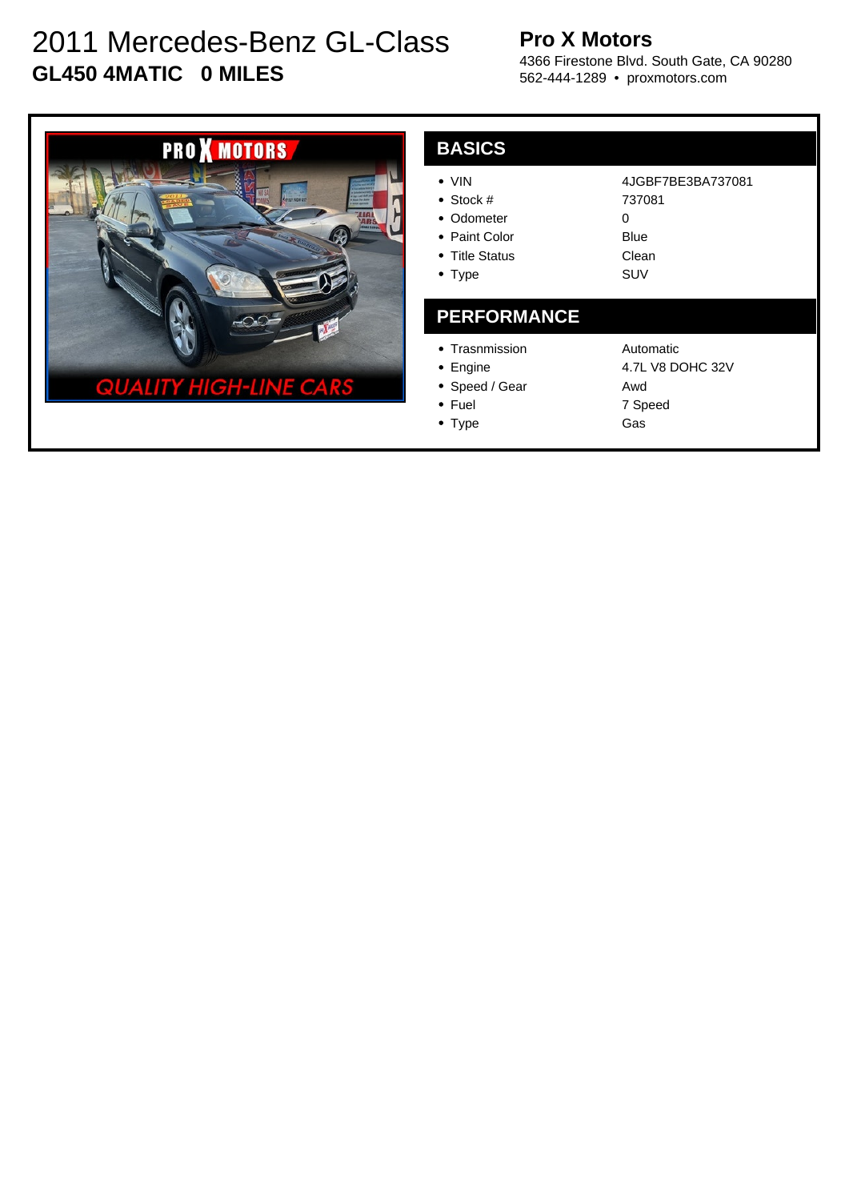# 2011 Mercedes-Benz GL-Class

**GL450 4MATIC   0 MILES**

**Pro X Motors**

4366 Firestone Blvd. South Gate, CA 90280

562-444-1289 • proxmotors.com

## BASICS

| | |
|---|---|
| • VIN | 4JGBF7BE3BA737081 |
| • Stock # | 737081 |
| • Odometer | 0 |
| • Paint Color | Blue |
| • Title Status | Clean |
| • Type | SUV |

## PERFORMANCE

| | |
|---|---|
| • Trasnmission | Automatic |
| • Engine | 4.7L V8 DOHC 32V |
| • Speed / Gear | Awd |
| • Fuel | 7 Speed |
| • Type | Gas |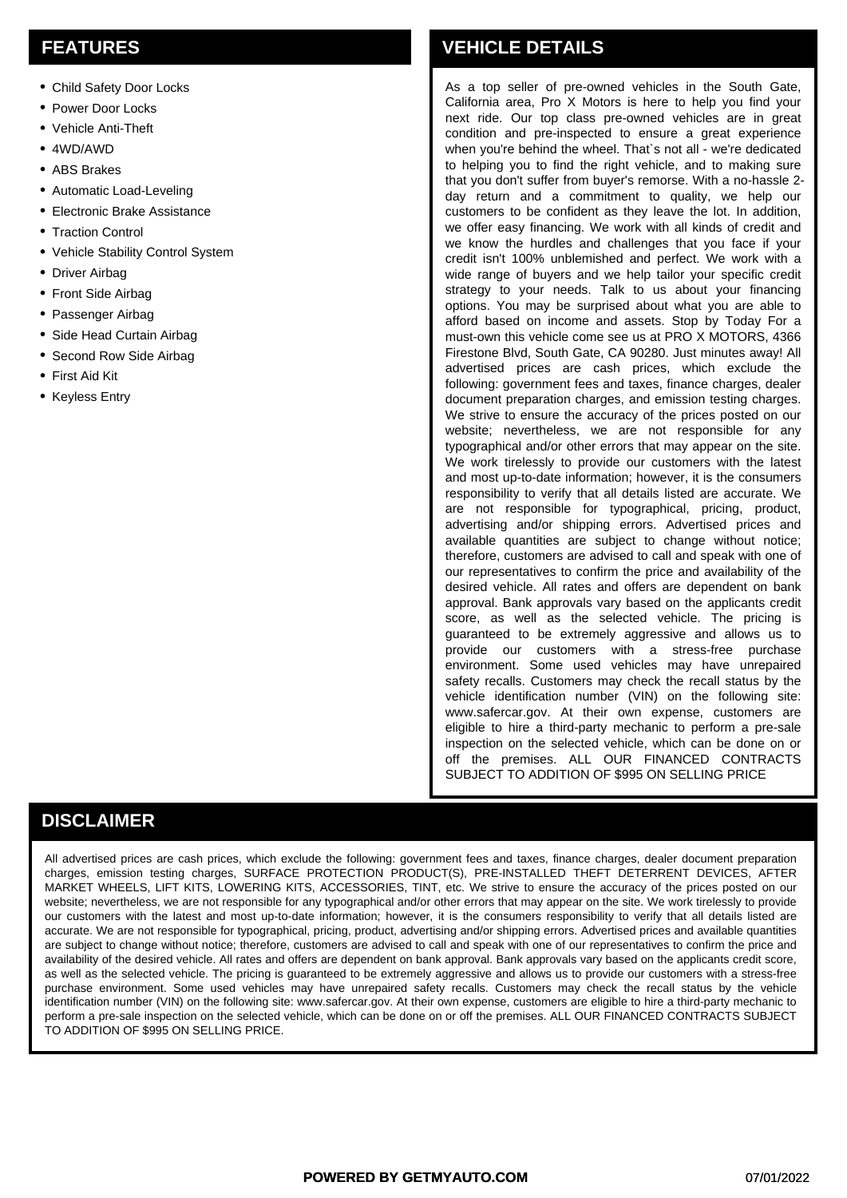## FEATURES

- Child Safety Door Locks
- Power Door Locks
- Vehicle Anti-Theft
- 4WD/AWD
- ABS Brakes
- Automatic Load-Leveling
- Electronic Brake Assistance
- Traction Control
- Vehicle Stability Control System
- Driver Airbag
- Front Side Airbag
- Passenger Airbag
- Side Head Curtain Airbag
- Second Row Side Airbag
- First Aid Kit
- Keyless Entry

## VEHICLE DETAILS

As a top seller of pre-owned vehicles in the South Gate, California area, Pro X Motors is here to help you find your next ride. Our top class pre-owned vehicles are in great condition and pre-inspected to ensure a great experience when you're behind the wheel. That`s not all - we're dedicated to helping you to find the right vehicle, and to making sure that you don't suffer from buyer's remorse. With a no-hassle 2-day return and a commitment to quality, we help our customers to be confident as they leave the lot. In addition, we offer easy financing. We work with all kinds of credit and we know the hurdles and challenges that you face if your credit isn't 100% unblemished and perfect. We work with a wide range of buyers and we help tailor your specific credit strategy to your needs. Talk to us about your financing options. You may be surprised about what you are able to afford based on income and assets. Stop by Today For a must-own this vehicle come see us at PRO X MOTORS, 4366 Firestone Blvd, South Gate, CA 90280. Just minutes away! All advertised prices are cash prices, which exclude the following: government fees and taxes, finance charges, dealer document preparation charges, and emission testing charges. We strive to ensure the accuracy of the prices posted on our website; nevertheless, we are not responsible for any typographical and/or other errors that may appear on the site. We work tirelessly to provide our customers with the latest and most up-to-date information; however, it is the consumers responsibility to verify that all details listed are accurate. We are not responsible for typographical, pricing, product, advertising and/or shipping errors. Advertised prices and available quantities are subject to change without notice; therefore, customers are advised to call and speak with one of our representatives to confirm the price and availability of the desired vehicle. All rates and offers are dependent on bank approval. Bank approvals vary based on the applicants credit score, as well as the selected vehicle. The pricing is guaranteed to be extremely aggressive and allows us to provide our customers with a stress-free purchase environment. Some used vehicles may have unrepaired safety recalls. Customers may check the recall status by the vehicle identification number (VIN) on the following site: www.safercar.gov. At their own expense, customers are eligible to hire a third-party mechanic to perform a pre-sale inspection on the selected vehicle, which can be done on or off the premises. ALL OUR FINANCED CONTRACTS SUBJECT TO ADDITION OF $995 ON SELLING PRICE

## DISCLAIMER

All advertised prices are cash prices, which exclude the following: government fees and taxes, finance charges, dealer document preparation charges, emission testing charges, SURFACE PROTECTION PRODUCT(S), PRE-INSTALLED THEFT DETERRENT DEVICES, AFTER MARKET WHEELS, LIFT KITS, LOWERING KITS, ACCESSORIES, TINT, etc. We strive to ensure the accuracy of the prices posted on our website; nevertheless, we are not responsible for any typographical and/or other errors that may appear on the site. We work tirelessly to provide our customers with the latest and most up-to-date information; however, it is the consumers responsibility to verify that all details listed are accurate. We are not responsible for typographical, pricing, product, advertising and/or shipping errors. Advertised prices and available quantities are subject to change without notice; therefore, customers are advised to call and speak with one of our representatives to confirm the price and availability of the desired vehicle. All rates and offers are dependent on bank approval. Bank approvals vary based on the applicants credit score, as well as the selected vehicle. The pricing is guaranteed to be extremely aggressive and allows us to provide our customers with a stress-free purchase environment. Some used vehicles may have unrepaired safety recalls. Customers may check the recall status by the vehicle identification number (VIN) on the following site: www.safercar.gov. At their own expense, customers are eligible to hire a third-party mechanic to perform a pre-sale inspection on the selected vehicle, which can be done on or off the premises. ALL OUR FINANCED CONTRACTS SUBJECT TO ADDITION OF $995 ON SELLING PRICE.